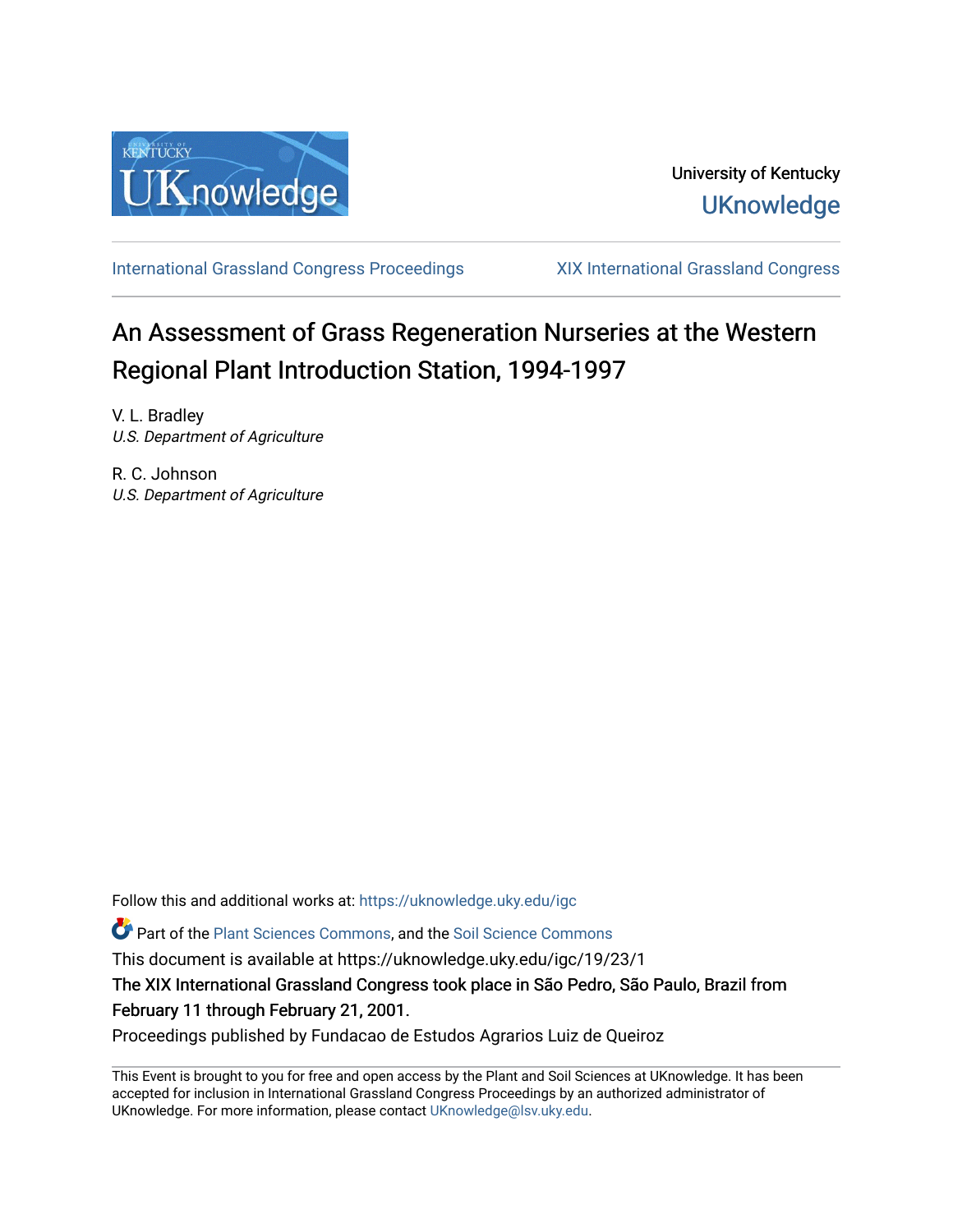University of Kentucky

UKnowledge

International Grassland Congress Proceedings

XIX International Grassland Congress

# An Assessment of Grass Regeneration Nurseries at the Western Regional Plant Introduction Station, 1994-1997

V. L. Bradley
*U.S. Department of Agriculture*

R. C. Johnson
*U.S. Department of Agriculture*

Follow this and additional works at: https://uknowledge.uky.edu/igc

Part of the Plant Sciences Commons, and the Soil Science Commons

This document is available at https://uknowledge.uky.edu/igc/19/23/1

The XIX International Grassland Congress took place in São Pedro, São Paulo, Brazil from February 11 through February 21, 2001.

Proceedings published by Fundacao de Estudos Agrarios Luiz de Queiroz

This Event is brought to you for free and open access by the Plant and Soil Sciences at UKnowledge. It has been accepted for inclusion in International Grassland Congress Proceedings by an authorized administrator of UKnowledge. For more information, please contact UKnowledge@lsv.uky.edu.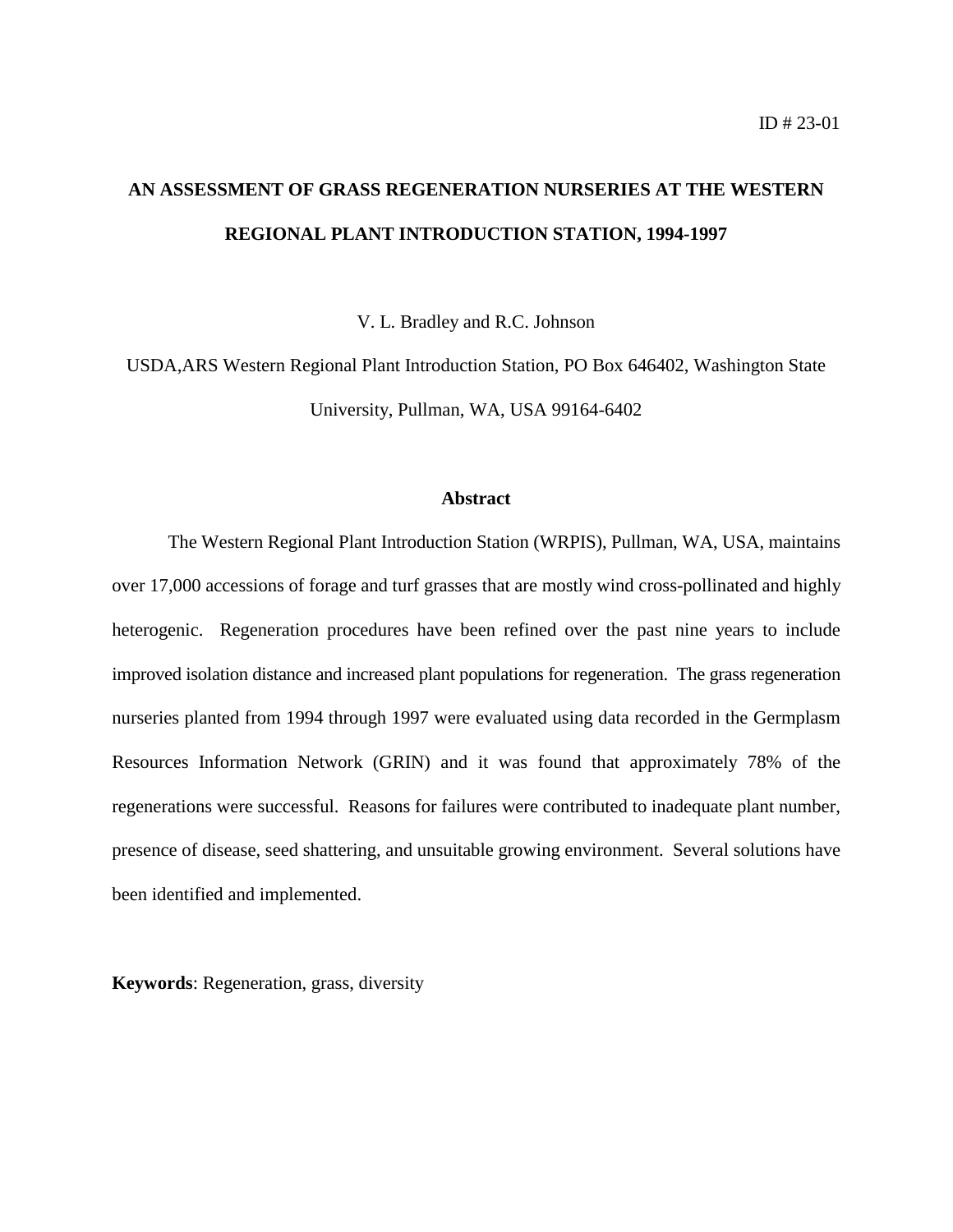ID # 23-01

# AN ASSESSMENT OF GRASS REGENERATION NURSERIES AT THE WESTERN REGIONAL PLANT INTRODUCTION STATION, 1994-1997

V. L. Bradley and R.C. Johnson

USDA,ARS Western Regional Plant Introduction Station, PO Box 646402, Washington State University, Pullman, WA, USA 99164-6402

## Abstract

The Western Regional Plant Introduction Station (WRPIS), Pullman, WA, USA, maintains over 17,000 accessions of forage and turf grasses that are mostly wind cross-pollinated and highly heterogenic. Regeneration procedures have been refined over the past nine years to include improved isolation distance and increased plant populations for regeneration. The grass regeneration nurseries planted from 1994 through 1997 were evaluated using data recorded in the Germplasm Resources Information Network (GRIN) and it was found that approximately 78% of the regenerations were successful. Reasons for failures were contributed to inadequate plant number, presence of disease, seed shattering, and unsuitable growing environment. Several solutions have been identified and implemented.

**Keywords**: Regeneration, grass, diversity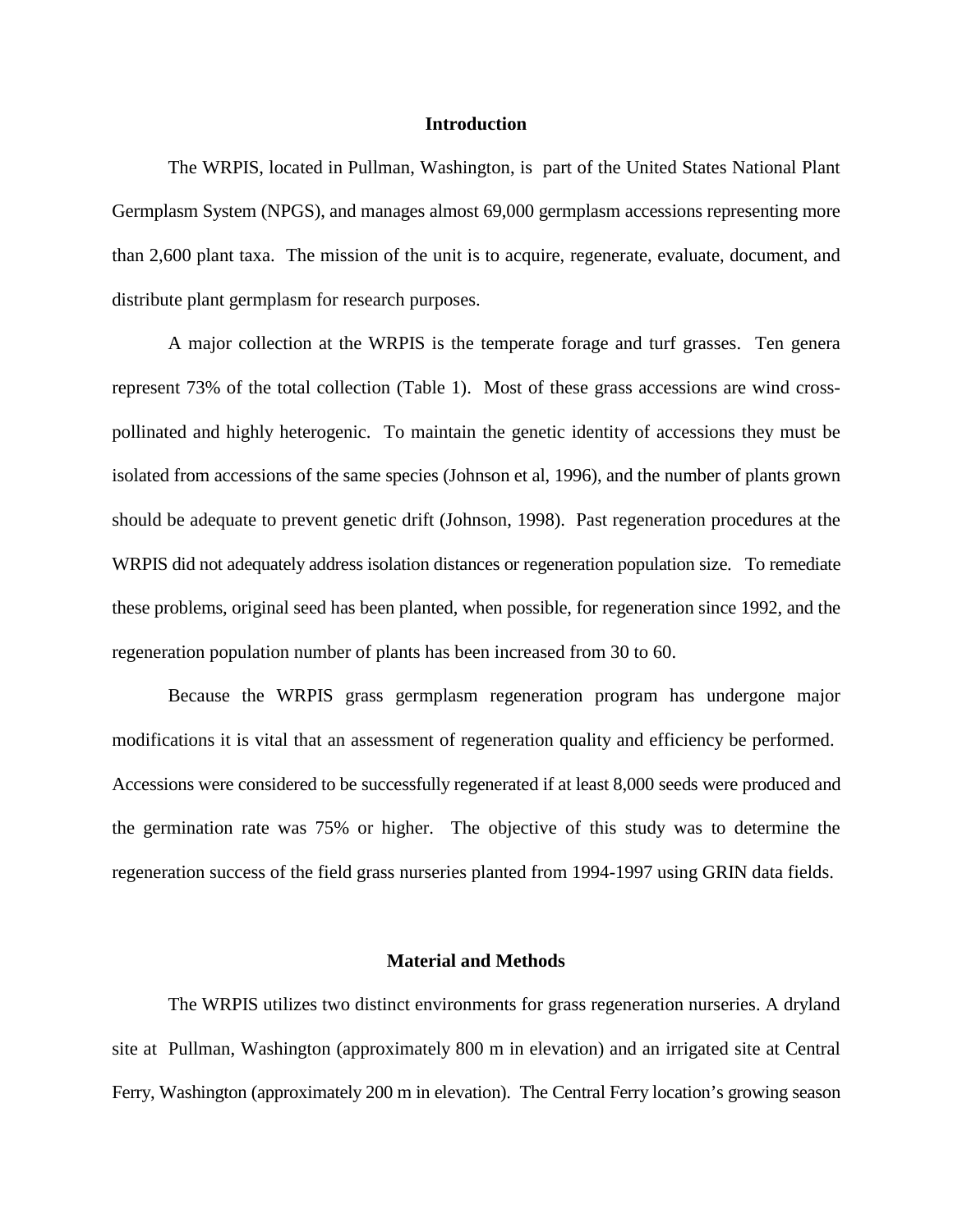## Introduction

The WRPIS, located in Pullman, Washington, is part of the United States National Plant Germplasm System (NPGS), and manages almost 69,000 germplasm accessions representing more than 2,600 plant taxa. The mission of the unit is to acquire, regenerate, evaluate, document, and distribute plant germplasm for research purposes.

A major collection at the WRPIS is the temperate forage and turf grasses. Ten genera represent 73% of the total collection (Table 1). Most of these grass accessions are wind cross-pollinated and highly heterogenic. To maintain the genetic identity of accessions they must be isolated from accessions of the same species (Johnson et al, 1996), and the number of plants grown should be adequate to prevent genetic drift (Johnson, 1998). Past regeneration procedures at the WRPIS did not adequately address isolation distances or regeneration population size. To remediate these problems, original seed has been planted, when possible, for regeneration since 1992, and the regeneration population number of plants has been increased from 30 to 60.

Because the WRPIS grass germplasm regeneration program has undergone major modifications it is vital that an assessment of regeneration quality and efficiency be performed. Accessions were considered to be successfully regenerated if at least 8,000 seeds were produced and the germination rate was 75% or higher. The objective of this study was to determine the regeneration success of the field grass nurseries planted from 1994-1997 using GRIN data fields.

## Material and Methods

The WRPIS utilizes two distinct environments for grass regeneration nurseries. A dryland site at Pullman, Washington (approximately 800 m in elevation) and an irrigated site at Central Ferry, Washington (approximately 200 m in elevation). The Central Ferry location's growing season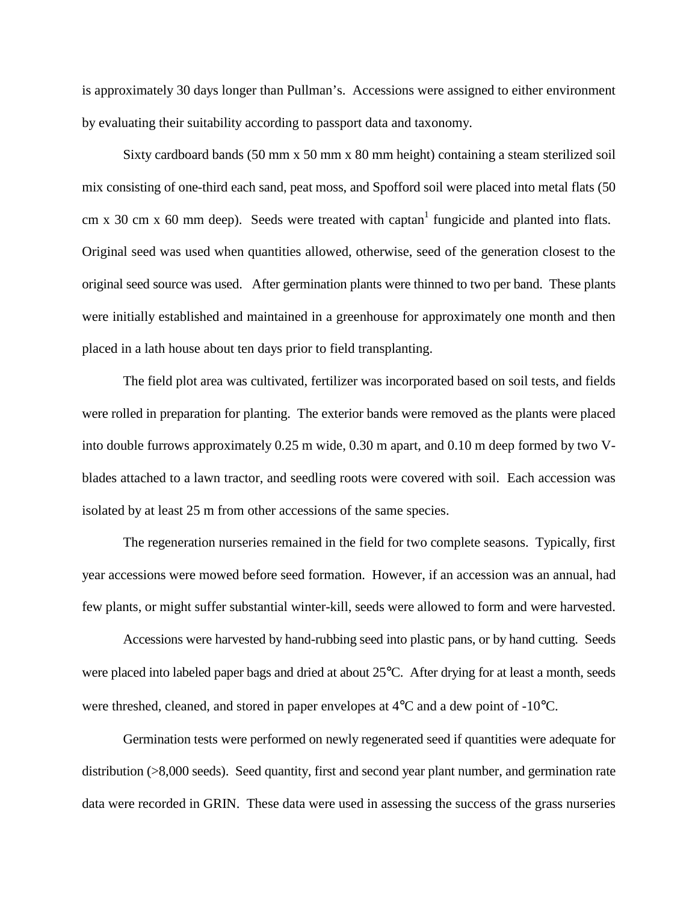is approximately 30 days longer than Pullman's. Accessions were assigned to either environment by evaluating their suitability according to passport data and taxonomy.

Sixty cardboard bands (50 mm x 50 mm x 80 mm height) containing a steam sterilized soil mix consisting of one-third each sand, peat moss, and Spofford soil were placed into metal flats (50 cm x 30 cm x 60 mm deep). Seeds were treated with captan[1] fungicide and planted into flats. Original seed was used when quantities allowed, otherwise, seed of the generation closest to the original seed source was used. After germination plants were thinned to two per band. These plants were initially established and maintained in a greenhouse for approximately one month and then placed in a lath house about ten days prior to field transplanting.

The field plot area was cultivated, fertilizer was incorporated based on soil tests, and fields were rolled in preparation for planting. The exterior bands were removed as the plants were placed into double furrows approximately 0.25 m wide, 0.30 m apart, and 0.10 m deep formed by two V-blades attached to a lawn tractor, and seedling roots were covered with soil. Each accession was isolated by at least 25 m from other accessions of the same species.

The regeneration nurseries remained in the field for two complete seasons. Typically, first year accessions were mowed before seed formation. However, if an accession was an annual, had few plants, or might suffer substantial winter-kill, seeds were allowed to form and were harvested.

Accessions were harvested by hand-rubbing seed into plastic pans, or by hand cutting. Seeds were placed into labeled paper bags and dried at about 25°C. After drying for at least a month, seeds were threshed, cleaned, and stored in paper envelopes at 4°C and a dew point of -10°C.

Germination tests were performed on newly regenerated seed if quantities were adequate for distribution (>8,000 seeds). Seed quantity, first and second year plant number, and germination rate data were recorded in GRIN. These data were used in assessing the success of the grass nurseries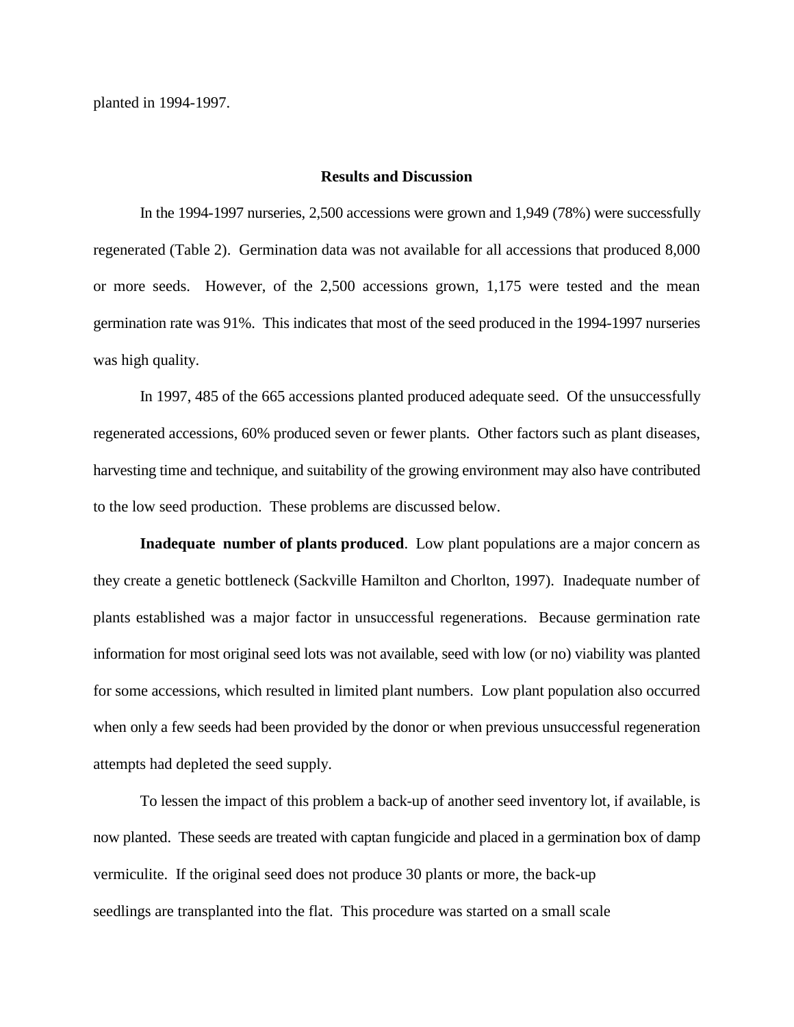planted in 1994-1997.

## Results and Discussion

In the 1994-1997 nurseries, 2,500 accessions were grown and 1,949 (78%) were successfully regenerated (Table 2). Germination data was not available for all accessions that produced 8,000 or more seeds. However, of the 2,500 accessions grown, 1,175 were tested and the mean germination rate was 91%. This indicates that most of the seed produced in the 1994-1997 nurseries was high quality.

In 1997, 485 of the 665 accessions planted produced adequate seed. Of the unsuccessfully regenerated accessions, 60% produced seven or fewer plants. Other factors such as plant diseases, harvesting time and technique, and suitability of the growing environment may also have contributed to the low seed production. These problems are discussed below.

**Inadequate number of plants produced**. Low plant populations are a major concern as they create a genetic bottleneck (Sackville Hamilton and Chorlton, 1997). Inadequate number of plants established was a major factor in unsuccessful regenerations. Because germination rate information for most original seed lots was not available, seed with low (or no) viability was planted for some accessions, which resulted in limited plant numbers. Low plant population also occurred when only a few seeds had been provided by the donor or when previous unsuccessful regeneration attempts had depleted the seed supply.

To lessen the impact of this problem a back-up of another seed inventory lot, if available, is now planted. These seeds are treated with captan fungicide and placed in a germination box of damp vermiculite. If the original seed does not produce 30 plants or more, the back-up seedlings are transplanted into the flat. This procedure was started on a small scale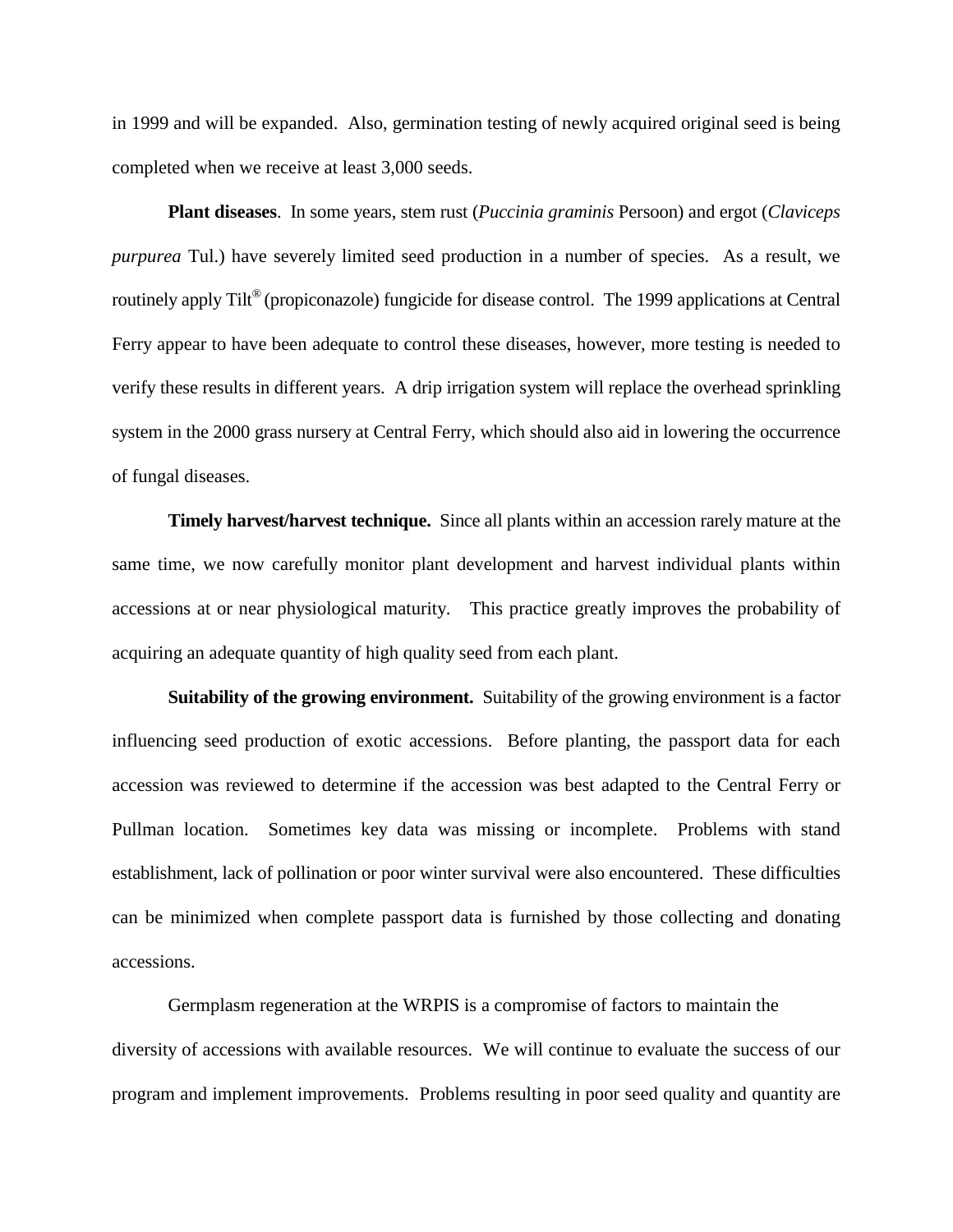in 1999 and will be expanded. Also, germination testing of newly acquired original seed is being completed when we receive at least 3,000 seeds.

**Plant diseases**. In some years, stem rust (*Puccinia graminis* Persoon) and ergot (*Claviceps purpurea* Tul.) have severely limited seed production in a number of species. As a result, we routinely apply Tilt® (propiconazole) fungicide for disease control. The 1999 applications at Central Ferry appear to have been adequate to control these diseases, however, more testing is needed to verify these results in different years. A drip irrigation system will replace the overhead sprinkling system in the 2000 grass nursery at Central Ferry, which should also aid in lowering the occurrence of fungal diseases.

**Timely harvest/harvest technique.** Since all plants within an accession rarely mature at the same time, we now carefully monitor plant development and harvest individual plants within accessions at or near physiological maturity. This practice greatly improves the probability of acquiring an adequate quantity of high quality seed from each plant.

**Suitability of the growing environment.** Suitability of the growing environment is a factor influencing seed production of exotic accessions. Before planting, the passport data for each accession was reviewed to determine if the accession was best adapted to the Central Ferry or Pullman location. Sometimes key data was missing or incomplete. Problems with stand establishment, lack of pollination or poor winter survival were also encountered. These difficulties can be minimized when complete passport data is furnished by those collecting and donating accessions.

Germplasm regeneration at the WRPIS is a compromise of factors to maintain the diversity of accessions with available resources. We will continue to evaluate the success of our program and implement improvements. Problems resulting in poor seed quality and quantity are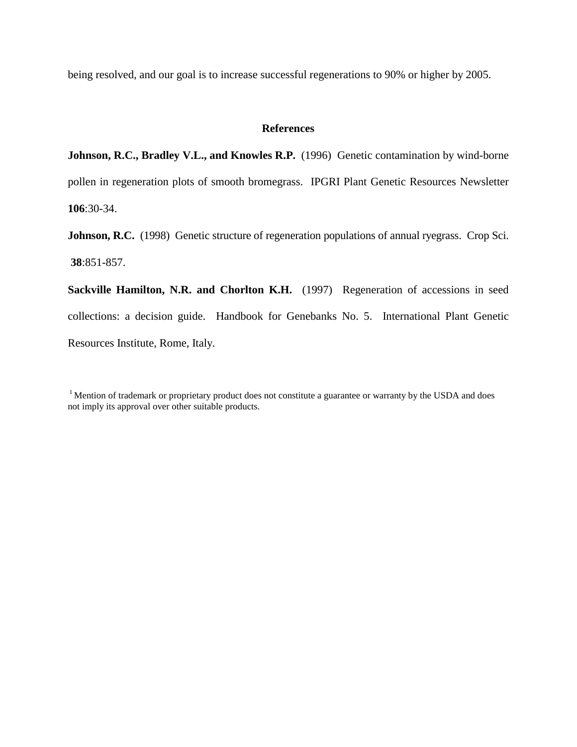being resolved, and our goal is to increase successful regenerations to 90% or higher by 2005.

## References

**Johnson, R.C., Bradley V.L., and Knowles R.P.** (1996) Genetic contamination by wind-borne pollen in regeneration plots of smooth bromegrass. IPGRI Plant Genetic Resources Newsletter **106**:30-34.

**Johnson, R.C.** (1998) Genetic structure of regeneration populations of annual ryegrass. Crop Sci. **38**:851-857.

**Sackville Hamilton, N.R. and Chorlton K.H.** (1997) Regeneration of accessions in seed collections: a decision guide. Handbook for Genebanks No. 5. International Plant Genetic Resources Institute, Rome, Italy.

[1] Mention of trademark or proprietary product does not constitute a guarantee or warranty by the USDA and does not imply its approval over other suitable products.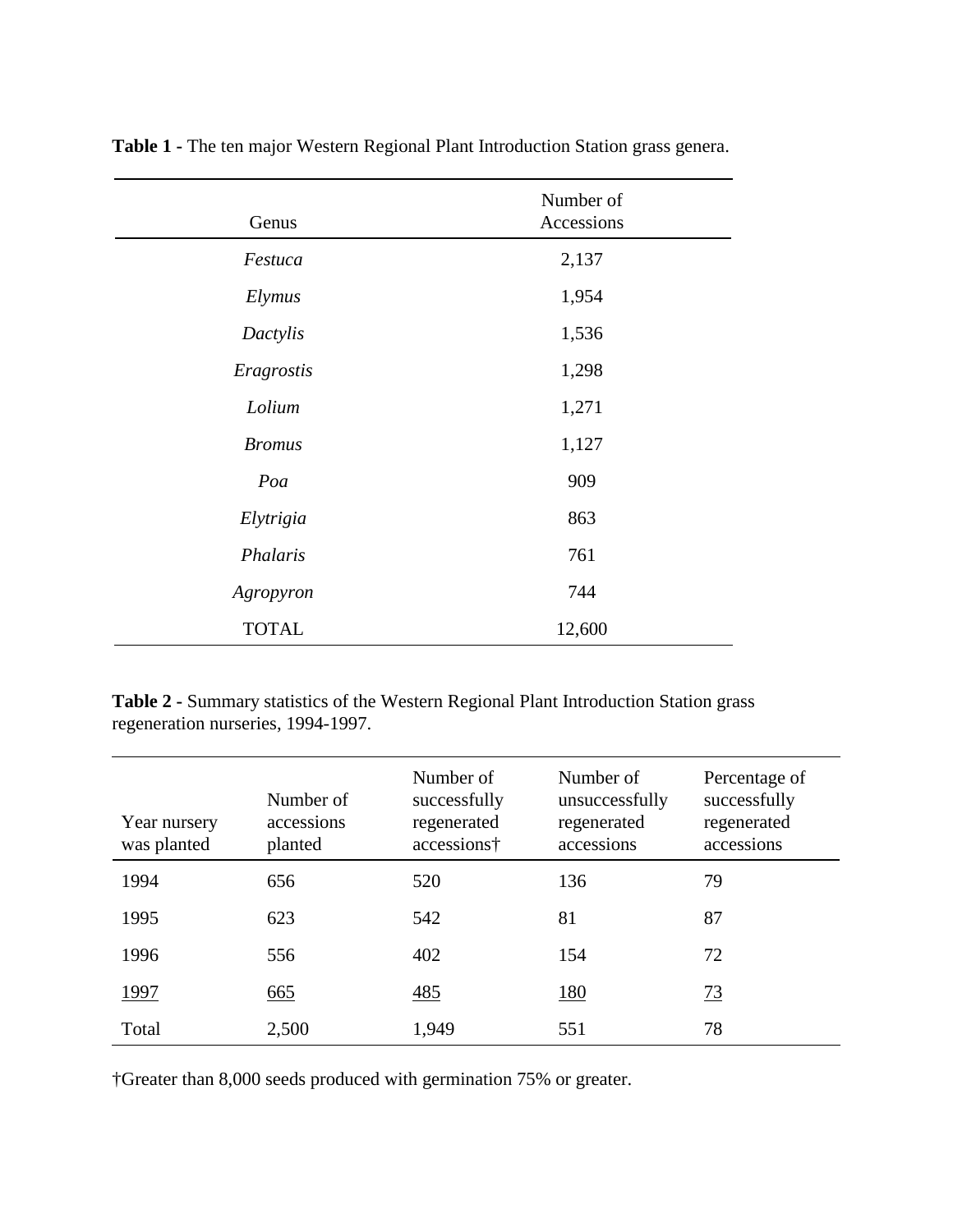**Table 1 -** The ten major Western Regional Plant Introduction Station grass genera.

| Genus | Number of Accessions |
|---|---|
| *Festuca* | 2,137 |
| *Elymus* | 1,954 |
| *Dactylis* | 1,536 |
| *Eragrostis* | 1,298 |
| *Lolium* | 1,271 |
| *Bromus* | 1,127 |
| *Poa* | 909 |
| *Elytrigia* | 863 |
| *Phalaris* | 761 |
| *Agropyron* | 744 |
| TOTAL | 12,600 |

**Table 2 -** Summary statistics of the Western Regional Plant Introduction Station grass regeneration nurseries, 1994-1997.

| Year nursery was planted | Number of accessions planted | Number of successfully regenerated accessions† | Number of unsuccessfully regenerated accessions | Percentage of successfully regenerated accessions |
|---|---|---|---|---|
| 1994 | 656 | 520 | 136 | 79 |
| 1995 | 623 | 542 | 81 | 87 |
| 1996 | 556 | 402 | 154 | 72 |
| 1997 | 665 | 485 | 180 | 73 |
| Total | 2,500 | 1,949 | 551 | 78 |

†Greater than 8,000 seeds produced with germination 75% or greater.